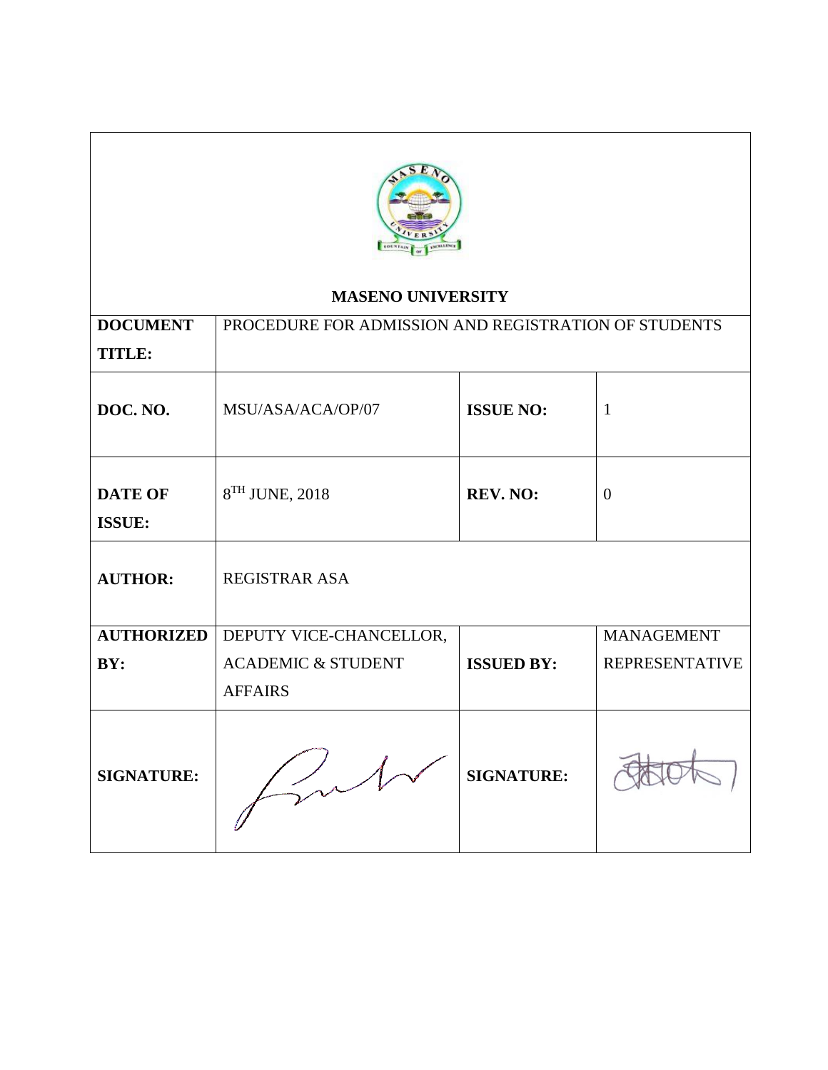# MASENO UNIVERSITY

| DOCUMENT TITLE: | PROCEDURE FOR ADMISSION AND REGISTRATION OF STUDENTS | | |
|---|---|---|---|
| DOC. NO. | MSU/ASA/ACA/OP/07 | ISSUE NO: | 1 |
| DATE OF ISSUE: | 8TH JUNE, 2018 | REV. NO: | 0 |
| AUTHOR: | REGISTRAR ASA | | |
| AUTHORIZED BY: | DEPUTY VICE-CHANCELLOR, ACADEMIC & STUDENT AFFAIRS | ISSUED BY: | MANAGEMENT REPRESENTATIVE |
| SIGNATURE: | | SIGNATURE: | |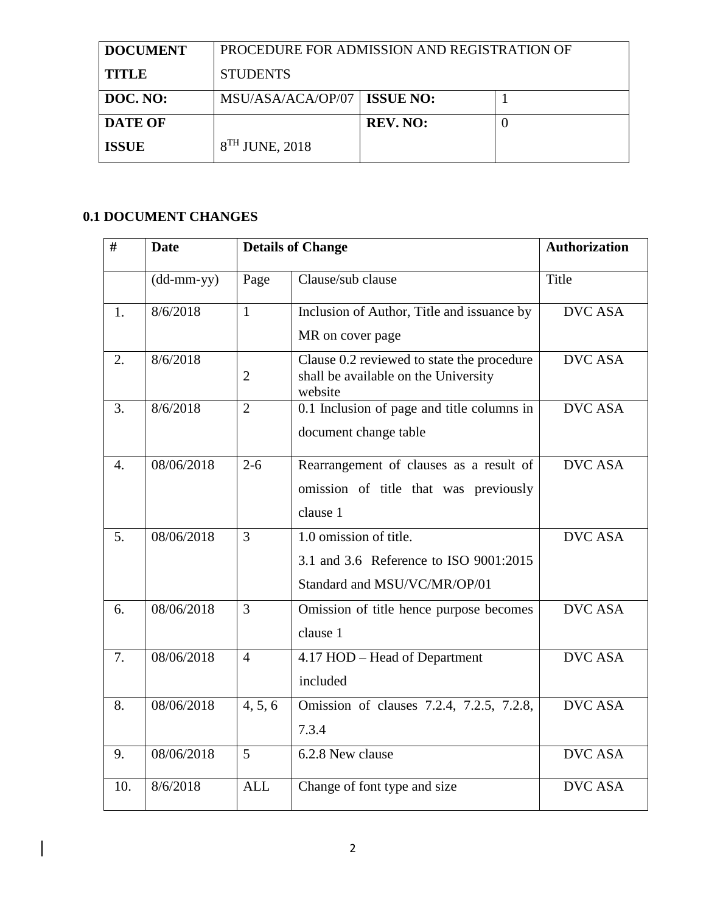| **DOCUMENT TITLE** | PROCEDURE FOR ADMISSION AND REGISTRATION OF STUDENTS | | |
|---|---|---|---|
| **DOC. NO:** | MSU/ASA/ACA/OP/07 | **ISSUE NO:** | 1 |
| **DATE OF ISSUE** | 8TH JUNE, 2018 | **REV. NO:** | 0 |

## 0.1 DOCUMENT CHANGES

| # | Date | Details of Change | | Authorization |
|---|---|---|---|---|
| | (dd-mm-yy) | Page | Clause/sub clause | Title |
| 1. | 8/6/2018 | 1 | Inclusion of Author, Title and issuance by MR on cover page | DVC ASA |
| 2. | 8/6/2018 | 2 | Clause 0.2 reviewed to state the procedure shall be available on the University website | DVC ASA |
| 3. | 8/6/2018 | 2 | 0.1 Inclusion of page and title columns in document change table | DVC ASA |
| 4. | 08/06/2018 | 2-6 | Rearrangement of clauses as a result of omission of title that was previously clause 1 | DVC ASA |
| 5. | 08/06/2018 | 3 | 1.0 omission of title.<br>3.1 and 3.6 Reference to ISO 9001:2015 Standard and MSU/VC/MR/OP/01 | DVC ASA |
| 6. | 08/06/2018 | 3 | Omission of title hence purpose becomes clause 1 | DVC ASA |
| 7. | 08/06/2018 | 4 | 4.17 HOD – Head of Department included | DVC ASA |
| 8. | 08/06/2018 | 4, 5, 6 | Omission of clauses 7.2.4, 7.2.5, 7.2.8, 7.3.4 | DVC ASA |
| 9. | 08/06/2018 | 5 | 6.2.8 New clause | DVC ASA |
| 10. | 8/6/2018 | ALL | Change of font type and size | DVC ASA |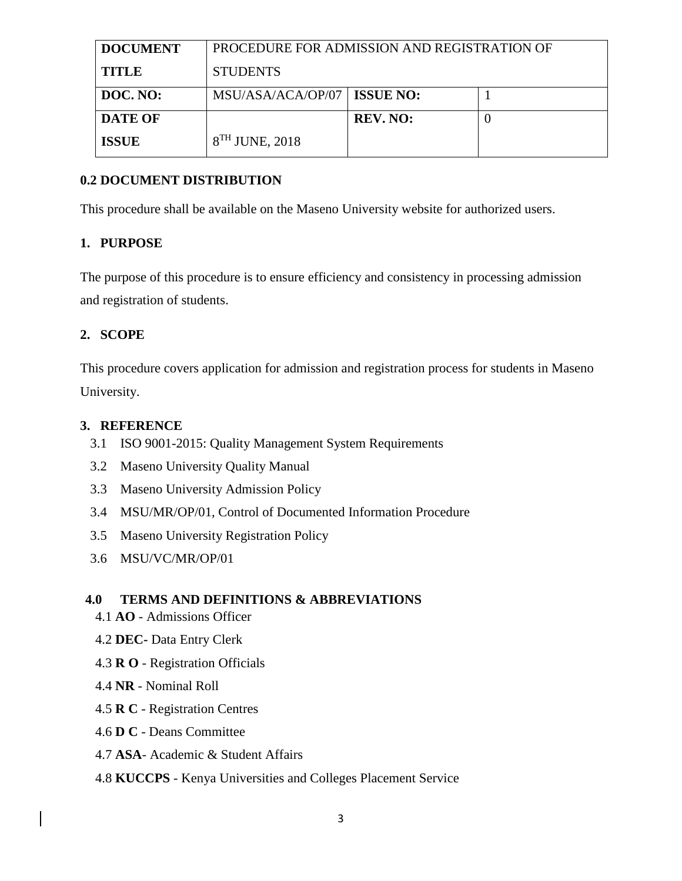| DOCUMENT TITLE | PROCEDURE FOR ADMISSION AND REGISTRATION OF STUDENTS | | |
|---|---|---|---|
| DOC. NO: | MSU/ASA/ACA/OP/07 | ISSUE NO: | 1 |
| DATE OF ISSUE | 8TH JUNE, 2018 | REV. NO: | 0 |

**0.2 DOCUMENT DISTRIBUTION**

This procedure shall be available on the Maseno University website for authorized users.

**1. PURPOSE**

The purpose of this procedure is to ensure efficiency and consistency in processing admission and registration of students.

**2. SCOPE**

This procedure covers application for admission and registration process for students in Maseno University.

**3. REFERENCE**

3.1 ISO 9001-2015: Quality Management System Requirements

3.2 Maseno University Quality Manual

3.3 Maseno University Admission Policy

3.4 MSU/MR/OP/01, Control of Documented Information Procedure

3.5 Maseno University Registration Policy

3.6 MSU/VC/MR/OP/01

**4.0 TERMS AND DEFINITIONS & ABBREVIATIONS**

4.1 **AO** - Admissions Officer

4.2 **DEC-** Data Entry Clerk

4.3 **R O** - Registration Officials

4.4 **NR** - Nominal Roll

4.5 **R C** - Registration Centres

4.6 **D C** - Deans Committee

4.7 **ASA**- Academic & Student Affairs

4.8 **KUCCPS** - Kenya Universities and Colleges Placement Service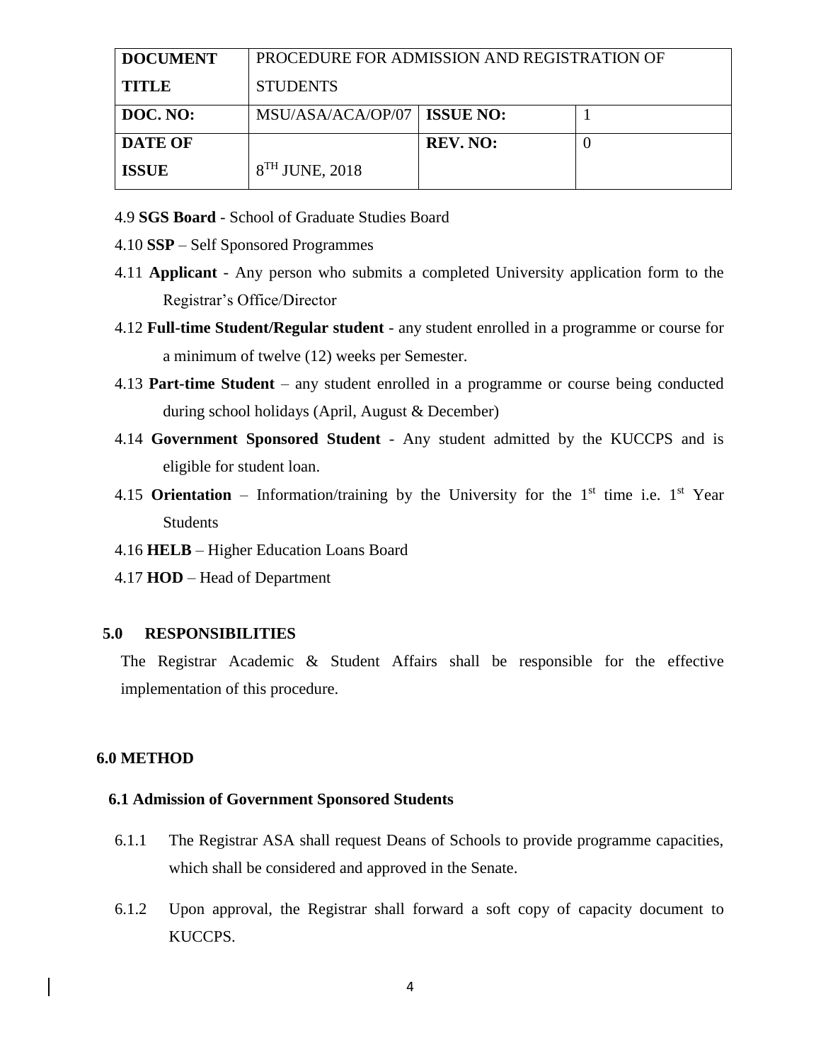| DOCUMENT TITLE | PROCEDURE FOR ADMISSION AND REGISTRATION OF STUDENTS | | |
|---|---|---|---|
| DOC. NO: | MSU/ASA/ACA/OP/07 | ISSUE NO: | 1 |
| DATE OF ISSUE | 8TH JUNE, 2018 | REV. NO: | 0 |

4.9 **SGS Board** - School of Graduate Studies Board

4.10 **SSP** – Self Sponsored Programmes

4.11 **Applicant** - Any person who submits a completed University application form to the Registrar's Office/Director

4.12 **Full-time Student/Regular student** - any student enrolled in a programme or course for a minimum of twelve (12) weeks per Semester.

4.13 **Part-time Student** – any student enrolled in a programme or course being conducted during school holidays (April, August & December)

4.14 **Government Sponsored Student** - Any student admitted by the KUCCPS and is eligible for student loan.

4.15 **Orientation** – Information/training by the University for the 1st time i.e. 1st Year Students

4.16 **HELB** – Higher Education Loans Board

4.17 **HOD** – Head of Department

## 5.0 RESPONSIBILITIES

The Registrar Academic & Student Affairs shall be responsible for the effective implementation of this procedure.

## 6.0 METHOD

### 6.1 Admission of Government Sponsored Students

6.1.1 The Registrar ASA shall request Deans of Schools to provide programme capacities, which shall be considered and approved in the Senate.

6.1.2 Upon approval, the Registrar shall forward a soft copy of capacity document to KUCCPS.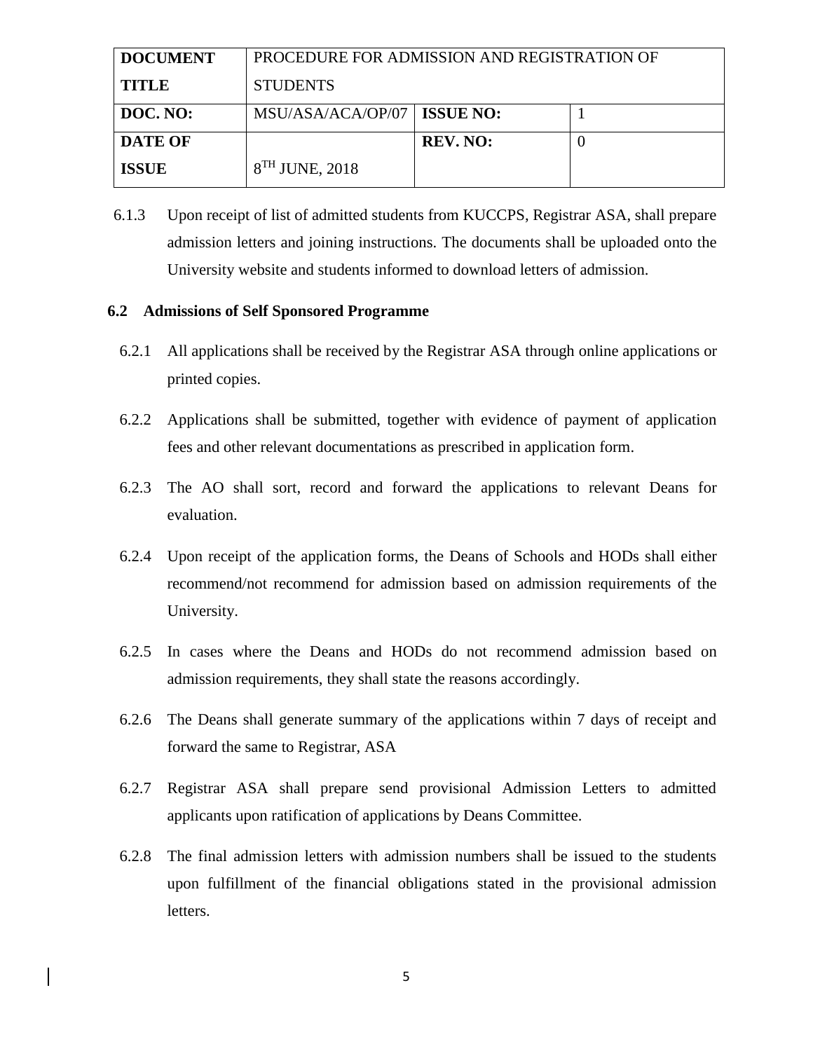| DOCUMENT TITLE | PROCEDURE FOR ADMISSION AND REGISTRATION OF STUDENTS | | |
|---|---|---|---|
| DOC. NO: | MSU/ASA/ACA/OP/07 | ISSUE NO: | 1 |
| DATE OF ISSUE | 8TH JUNE, 2018 | REV. NO: | 0 |

6.1.3 Upon receipt of list of admitted students from KUCCPS, Registrar ASA, shall prepare admission letters and joining instructions. The documents shall be uploaded onto the University website and students informed to download letters of admission.

### 6.2 Admissions of Self Sponsored Programme

6.2.1 All applications shall be received by the Registrar ASA through online applications or printed copies.

6.2.2 Applications shall be submitted, together with evidence of payment of application fees and other relevant documentations as prescribed in application form.

6.2.3 The AO shall sort, record and forward the applications to relevant Deans for evaluation.

6.2.4 Upon receipt of the application forms, the Deans of Schools and HODs shall either recommend/not recommend for admission based on admission requirements of the University.

6.2.5 In cases where the Deans and HODs do not recommend admission based on admission requirements, they shall state the reasons accordingly.

6.2.6 The Deans shall generate summary of the applications within 7 days of receipt and forward the same to Registrar, ASA

6.2.7 Registrar ASA shall prepare send provisional Admission Letters to admitted applicants upon ratification of applications by Deans Committee.

6.2.8 The final admission letters with admission numbers shall be issued to the students upon fulfillment of the financial obligations stated in the provisional admission letters.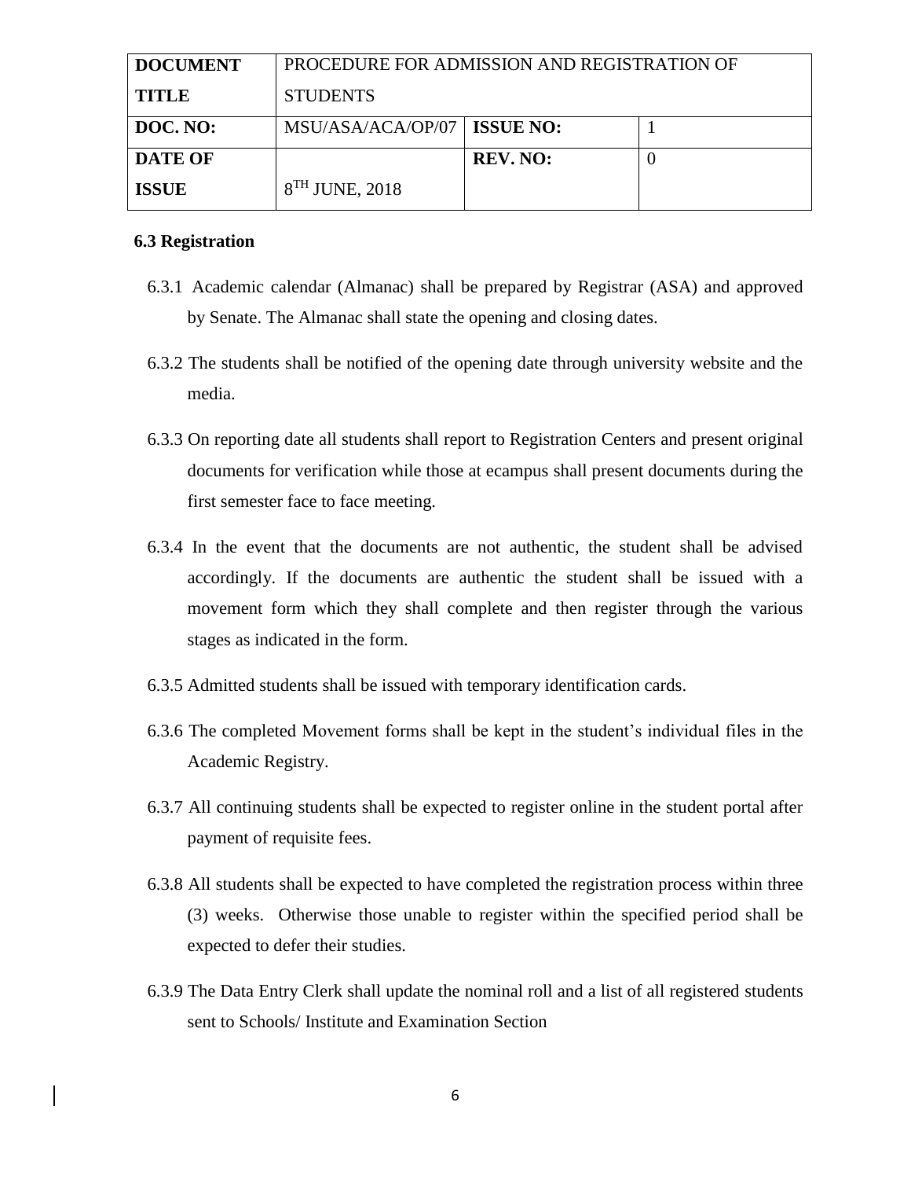**6.3 Registration**

6.3.1 Academic calendar (Almanac) shall be prepared by Registrar (ASA) and approved by Senate. The Almanac shall state the opening and closing dates.

6.3.2 The students shall be notified of the opening date through university website and the media.

6.3.3 On reporting date all students shall report to Registration Centers and present original documents for verification while those at ecampus shall present documents during the first semester face to face meeting.

6.3.4 In the event that the documents are not authentic, the student shall be advised accordingly. If the documents are authentic the student shall be issued with a movement form which they shall complete and then register through the various stages as indicated in the form.

6.3.5 Admitted students shall be issued with temporary identification cards.

6.3.6 The completed Movement forms shall be kept in the student's individual files in the Academic Registry.

6.3.7 All continuing students shall be expected to register online in the student portal after payment of requisite fees.

6.3.8 All students shall be expected to have completed the registration process within three (3) weeks. Otherwise those unable to register within the specified period shall be expected to defer their studies.

6.3.9 The Data Entry Clerk shall update the nominal roll and a list of all registered students sent to Schools/ Institute and Examination Section